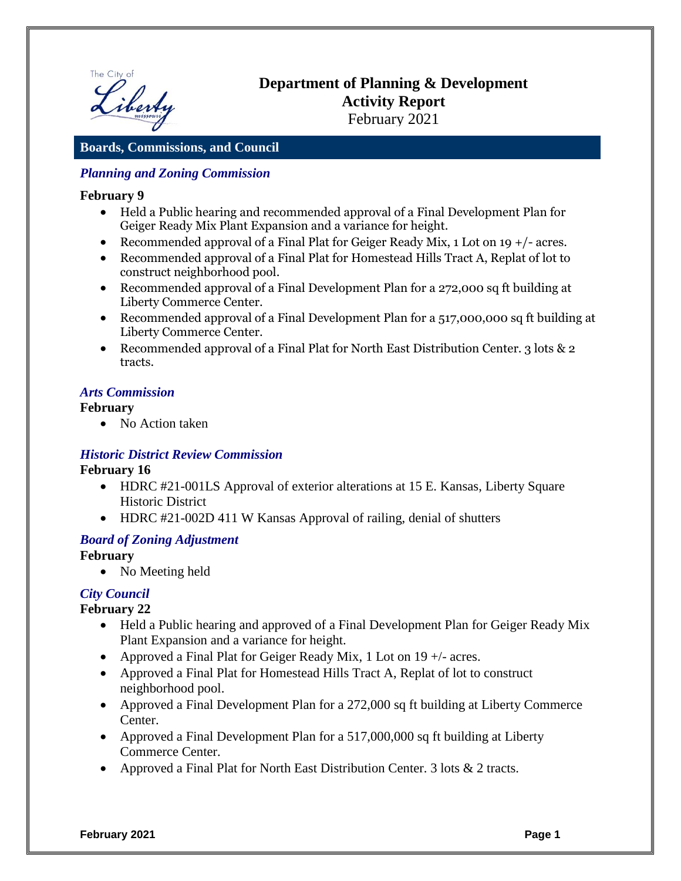# Department of Planning & Development
## Activity Report
February 2021

## Boards, Commissions, and Council

### *Planning and Zoning Commission*

**February 9**

- Held a Public hearing and recommended approval of a Final Development Plan for Geiger Ready Mix Plant Expansion and a variance for height.
- Recommended approval of a Final Plat for Geiger Ready Mix, 1 Lot on 19 +/- acres.
- Recommended approval of a Final Plat for Homestead Hills Tract A, Replat of lot to construct neighborhood pool.
- Recommended approval of a Final Development Plan for a 272,000 sq ft building at Liberty Commerce Center.
- Recommended approval of a Final Development Plan for a 517,000,000 sq ft building at Liberty Commerce Center.
- Recommended approval of a Final Plat for North East Distribution Center. 3 lots & 2 tracts.

### *Arts Commission*

**February**

- No Action taken

### *Historic District Review Commission*

**February 16**

- HDRC #21-001LS Approval of exterior alterations at 15 E. Kansas, Liberty Square Historic District
- HDRC #21-002D 411 W Kansas Approval of railing, denial of shutters

### *Board of Zoning Adjustment*

**February**

- No Meeting held

### *City Council*

**February 22**

- Held a Public hearing and approved of a Final Development Plan for Geiger Ready Mix Plant Expansion and a variance for height.
- Approved a Final Plat for Geiger Ready Mix, 1 Lot on 19 +/- acres.
- Approved a Final Plat for Homestead Hills Tract A, Replat of lot to construct neighborhood pool.
- Approved a Final Development Plan for a 272,000 sq ft building at Liberty Commerce Center.
- Approved a Final Development Plan for a 517,000,000 sq ft building at Liberty Commerce Center.
- Approved a Final Plat for North East Distribution Center. 3 lots & 2 tracts.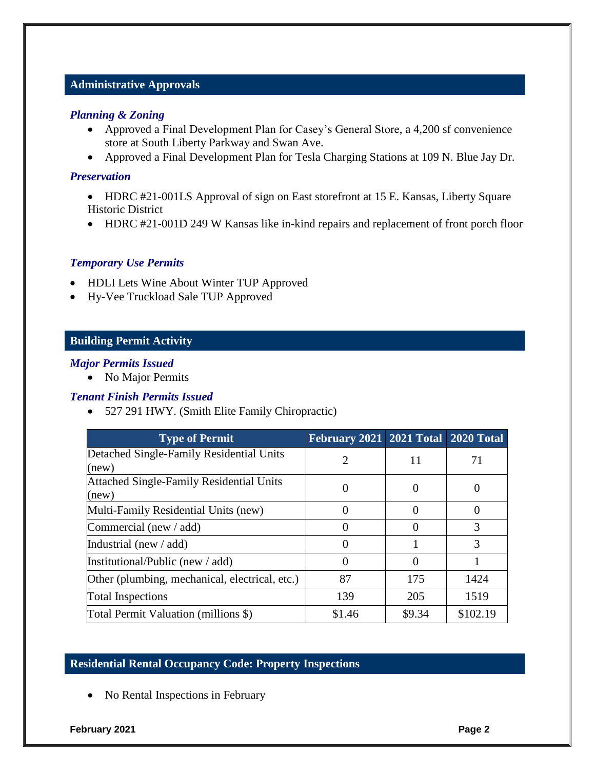## Administrative Approvals

### *Planning & Zoning*

- Approved a Final Development Plan for Casey's General Store, a 4,200 sf convenience store at South Liberty Parkway and Swan Ave.
- Approved a Final Development Plan for Tesla Charging Stations at 109 N. Blue Jay Dr.

### *Preservation*

- HDRC #21-001LS Approval of sign on East storefront at 15 E. Kansas, Liberty Square Historic District
- HDRC #21-001D 249 W Kansas like in-kind repairs and replacement of front porch floor

### *Temporary Use Permits*

- HDLI Lets Wine About Winter TUP Approved
- Hy-Vee Truckload Sale TUP Approved

## Building Permit Activity

### *Major Permits Issued*

- No Major Permits

### *Tenant Finish Permits Issued*

- 527 291 HWY. (Smith Elite Family Chiropractic)

| Type of Permit | February 2021 | 2021 Total | 2020 Total |
|---|---|---|---|
| Detached Single-Family Residential Units (new) | 2 | 11 | 71 |
| Attached Single-Family Residential Units (new) | 0 | 0 | 0 |
| Multi-Family Residential Units (new) | 0 | 0 | 0 |
| Commercial (new / add) | 0 | 0 | 3 |
| Industrial (new / add) | 0 | 1 | 3 |
| Institutional/Public (new / add) | 0 | 0 | 1 |
| Other (plumbing, mechanical, electrical, etc.) | 87 | 175 | 1424 |
| Total Inspections | 139 | 205 | 1519 |
| Total Permit Valuation (millions $) | $1.46 | $9.34 | $102.19 |

## Residential Rental Occupancy Code: Property Inspections

- No Rental Inspections in February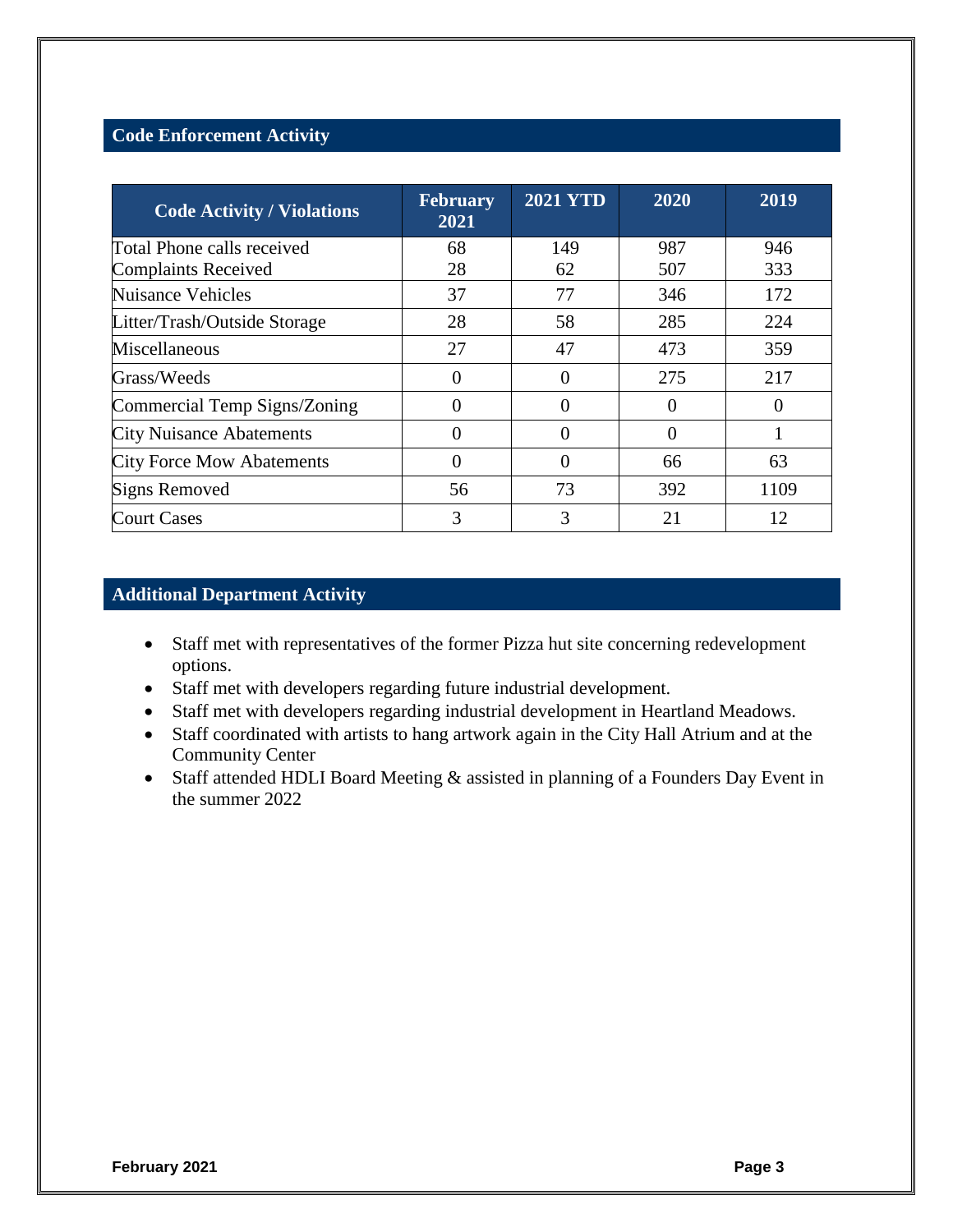## Code Enforcement Activity

| Code Activity / Violations | February 2021 | 2021 YTD | 2020 | 2019 |
|---|---|---|---|---|
| Total Phone calls received | 68 | 149 | 987 | 946 |
| Complaints Received | 28 | 62 | 507 | 333 |
| Nuisance Vehicles | 37 | 77 | 346 | 172 |
| Litter/Trash/Outside Storage | 28 | 58 | 285 | 224 |
| Miscellaneous | 27 | 47 | 473 | 359 |
| Grass/Weeds | 0 | 0 | 275 | 217 |
| Commercial Temp Signs/Zoning | 0 | 0 | 0 | 0 |
| City Nuisance Abatements | 0 | 0 | 0 | 1 |
| City Force Mow Abatements | 0 | 0 | 66 | 63 |
| Signs Removed | 56 | 73 | 392 | 1109 |
| Court Cases | 3 | 3 | 21 | 12 |

## Additional Department Activity

- Staff met with representatives of the former Pizza hut site concerning redevelopment options.
- Staff met with developers regarding future industrial development.
- Staff met with developers regarding industrial development in Heartland Meadows.
- Staff coordinated with artists to hang artwork again in the City Hall Atrium and at the Community Center
- Staff attended HDLI Board Meeting & assisted in planning of a Founders Day Event in the summer 2022